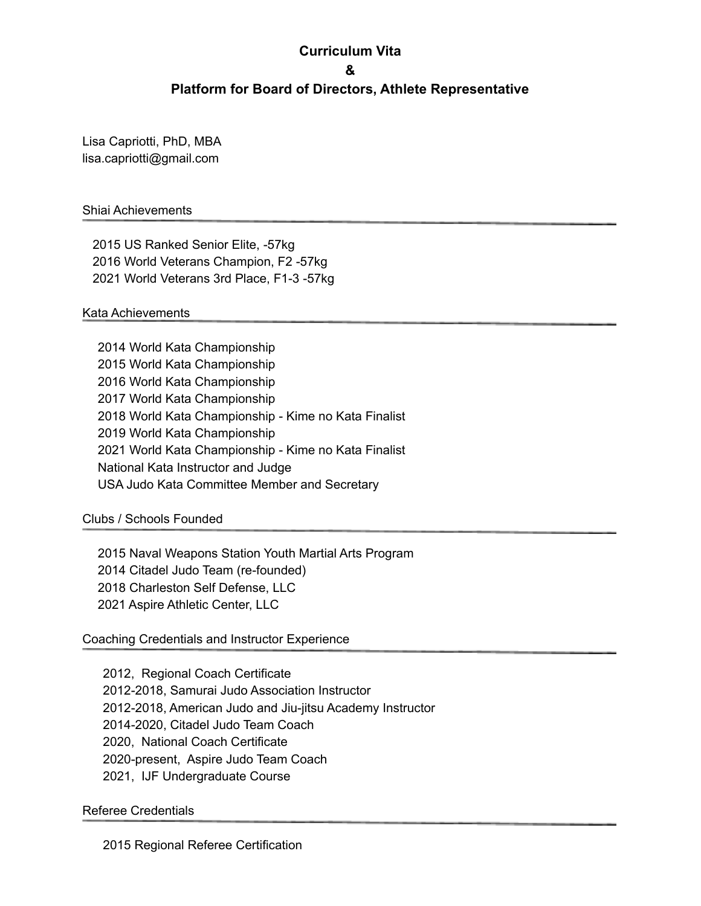**Curriculum Vita**

**&**

**Platform for Board of Directors, Athlete Representative**

Lisa Capriotti, PhD, MBA
lisa.capriotti@gmail.com

## Shiai Achievements

- 2015 US Ranked Senior Elite, -57kg
- 2016 World Veterans Champion, F2 -57kg
- 2021 World Veterans 3rd Place, F1-3 -57kg

## Kata Achievements

- 2014 World Kata Championship
- 2015 World Kata Championship
- 2016 World Kata Championship
- 2017 World Kata Championship
- 2018 World Kata Championship - Kime no Kata Finalist
- 2019 World Kata Championship
- 2021 World Kata Championship - Kime no Kata Finalist
- National Kata Instructor and Judge
- USA Judo Kata Committee Member and Secretary

## Clubs / Schools Founded

- 2015 Naval Weapons Station Youth Martial Arts Program
- 2014 Citadel Judo Team (re-founded)
- 2018 Charleston Self Defense, LLC
- 2021 Aspire Athletic Center, LLC

## Coaching Credentials and Instructor Experience

- 2012, Regional Coach Certificate
- 2012-2018, Samurai Judo Association Instructor
- 2012-2018, American Judo and Jiu-jitsu Academy Instructor
- 2014-2020, Citadel Judo Team Coach
- 2020, National Coach Certificate
- 2020-present, Aspire Judo Team Coach
- 2021, IJF Undergraduate Course

## Referee Credentials

- 2015 Regional Referee Certification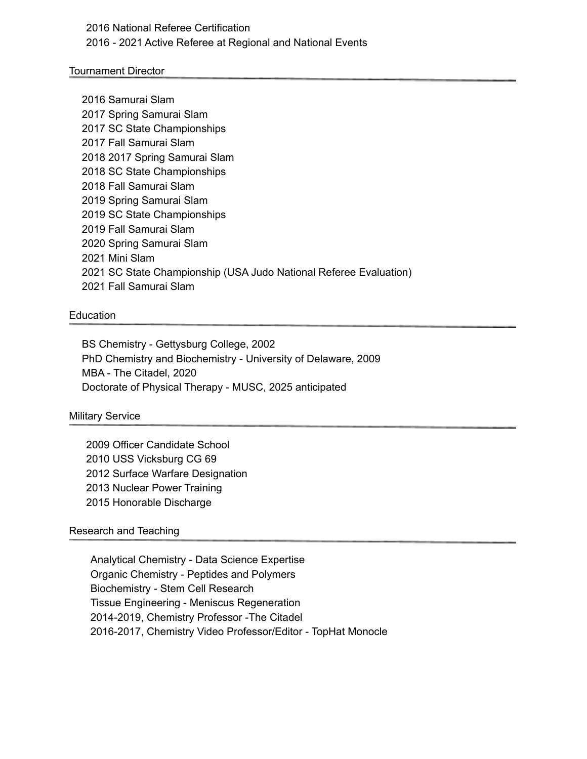2016 National Referee Certification
2016 - 2021 Active Referee at Regional and National Events

## Tournament Director

2016 Samurai Slam
2017 Spring Samurai Slam
2017 SC State Championships
2017 Fall Samurai Slam
2018 2017 Spring Samurai Slam
2018 SC State Championships
2018 Fall Samurai Slam
2019 Spring Samurai Slam
2019 SC State Championships
2019 Fall Samurai Slam
2020 Spring Samurai Slam
2021 Mini Slam
2021 SC State Championship (USA Judo National Referee Evaluation)
2021 Fall Samurai Slam

## Education

BS Chemistry - Gettysburg College, 2002
PhD Chemistry and Biochemistry - University of Delaware, 2009
MBA - The Citadel, 2020
Doctorate of Physical Therapy - MUSC, 2025 anticipated

## Military Service

2009 Officer Candidate School
2010 USS Vicksburg CG 69
2012 Surface Warfare Designation
2013 Nuclear Power Training
2015 Honorable Discharge

## Research and Teaching

Analytical Chemistry - Data Science Expertise
Organic Chemistry - Peptides and Polymers
Biochemistry - Stem Cell Research
Tissue Engineering - Meniscus Regeneration
2014-2019, Chemistry Professor -The Citadel
2016-2017, Chemistry Video Professor/Editor - TopHat Monocle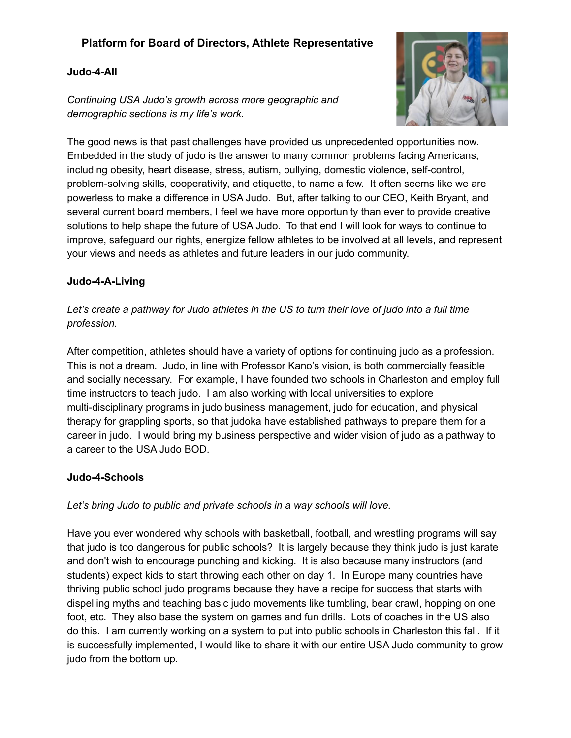## Platform for Board of Directors, Athlete Representative

**Judo-4-All**

*Continuing USA Judo's growth across more geographic and demographic sections is my life's work.*

The good news is that past challenges have provided us unprecedented opportunities now. Embedded in the study of judo is the answer to many common problems facing Americans, including obesity, heart disease, stress, autism, bullying, domestic violence, self-control, problem-solving skills, cooperativity, and etiquette, to name a few. It often seems like we are powerless to make a difference in USA Judo. But, after talking to our CEO, Keith Bryant, and several current board members, I feel we have more opportunity than ever to provide creative solutions to help shape the future of USA Judo. To that end I will look for ways to continue to improve, safeguard our rights, energize fellow athletes to be involved at all levels, and represent your views and needs as athletes and future leaders in our judo community.

**Judo-4-A-Living**

*Let's create a pathway for Judo athletes in the US to turn their love of judo into a full time profession.*

After competition, athletes should have a variety of options for continuing judo as a profession. This is not a dream. Judo, in line with Professor Kano's vision, is both commercially feasible and socially necessary. For example, I have founded two schools in Charleston and employ full time instructors to teach judo. I am also working with local universities to explore multi-disciplinary programs in judo business management, judo for education, and physical therapy for grappling sports, so that judoka have established pathways to prepare them for a career in judo. I would bring my business perspective and wider vision of judo as a pathway to a career to the USA Judo BOD.

**Judo-4-Schools**

*Let's bring Judo to public and private schools in a way schools will love.*

Have you ever wondered why schools with basketball, football, and wrestling programs will say that judo is too dangerous for public schools? It is largely because they think judo is just karate and don't wish to encourage punching and kicking. It is also because many instructors (and students) expect kids to start throwing each other on day 1. In Europe many countries have thriving public school judo programs because they have a recipe for success that starts with dispelling myths and teaching basic judo movements like tumbling, bear crawl, hopping on one foot, etc. They also base the system on games and fun drills. Lots of coaches in the US also do this. I am currently working on a system to put into public schools in Charleston this fall. If it is successfully implemented, I would like to share it with our entire USA Judo community to grow judo from the bottom up.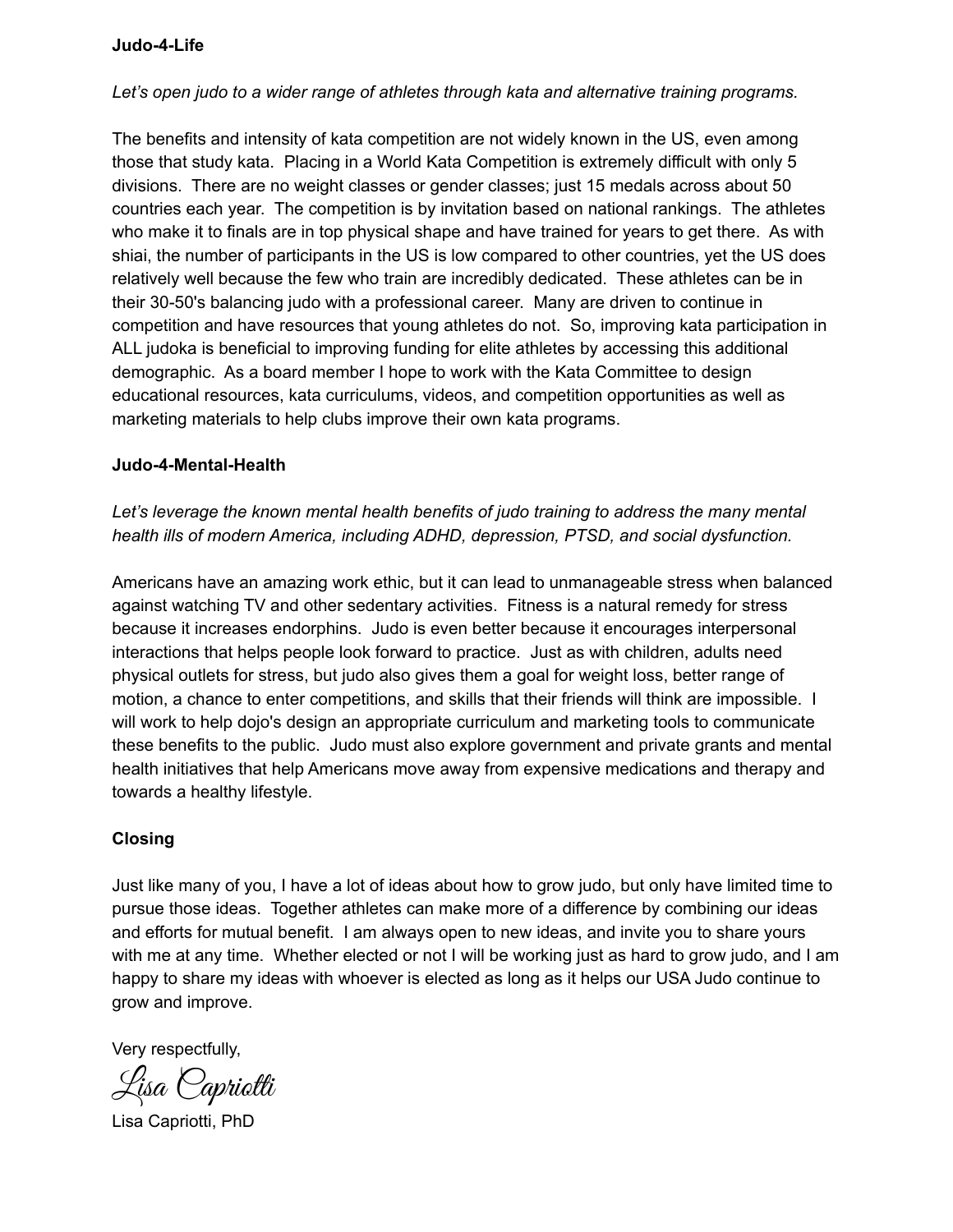**Judo-4-Life**

*Let's open judo to a wider range of athletes through kata and alternative training programs.*

The benefits and intensity of kata competition are not widely known in the US, even among those that study kata. Placing in a World Kata Competition is extremely difficult with only 5 divisions. There are no weight classes or gender classes; just 15 medals across about 50 countries each year. The competition is by invitation based on national rankings. The athletes who make it to finals are in top physical shape and have trained for years to get there. As with shiai, the number of participants in the US is low compared to other countries, yet the US does relatively well because the few who train are incredibly dedicated. These athletes can be in their 30-50's balancing judo with a professional career. Many are driven to continue in competition and have resources that young athletes do not. So, improving kata participation in ALL judoka is beneficial to improving funding for elite athletes by accessing this additional demographic. As a board member I hope to work with the Kata Committee to design educational resources, kata curriculums, videos, and competition opportunities as well as marketing materials to help clubs improve their own kata programs.

**Judo-4-Mental-Health**

*Let's leverage the known mental health benefits of judo training to address the many mental health ills of modern America, including ADHD, depression, PTSD, and social dysfunction.*

Americans have an amazing work ethic, but it can lead to unmanageable stress when balanced against watching TV and other sedentary activities. Fitness is a natural remedy for stress because it increases endorphins. Judo is even better because it encourages interpersonal interactions that helps people look forward to practice. Just as with children, adults need physical outlets for stress, but judo also gives them a goal for weight loss, better range of motion, a chance to enter competitions, and skills that their friends will think are impossible. I will work to help dojo's design an appropriate curriculum and marketing tools to communicate these benefits to the public. Judo must also explore government and private grants and mental health initiatives that help Americans move away from expensive medications and therapy and towards a healthy lifestyle.

**Closing**

Just like many of you, I have a lot of ideas about how to grow judo, but only have limited time to pursue those ideas. Together athletes can make more of a difference by combining our ideas and efforts for mutual benefit. I am always open to new ideas, and invite you to share yours with me at any time. Whether elected or not I will be working just as hard to grow judo, and I am happy to share my ideas with whoever is elected as long as it helps our USA Judo continue to grow and improve.

Very respectfully,

*Lisa Capriotti*

Lisa Capriotti, PhD